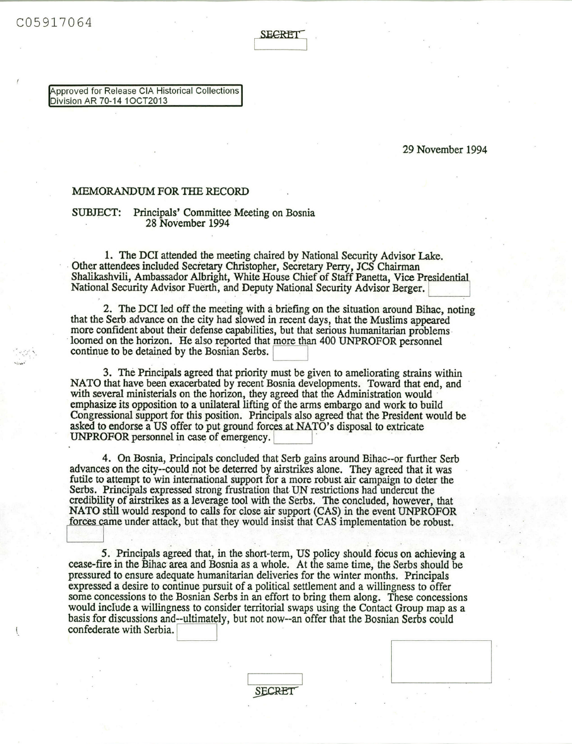C05917064

SECRET

Approved for Release CIA Historical Collections Division AR 70-14 10CT2013

29 November 1994

MEMORANDUM FOR THE RECORD

SUBJECT: Principals' Committee Meeting on Bosnia
28 November 1994

1. The DCI attended the meeting chaired by National Security Advisor Lake. Other attendees included Secretary Christopher, Secretary Perry, JCS Chairman Shalikashvili, Ambassador Albright, White House Chief of Staff Panetta, Vice Presidential National Security Advisor Fuerth, and Deputy National Security Advisor Berger.

2. The DCI led off the meeting with a briefing on the situation around Bihac, noting that the Serb advance on the city had slowed in recent days, that the Muslims appeared more confident about their defense capabilities, but that serious humanitarian problems loomed on the horizon. He also reported that more than 400 UNPROFOR personnel continue to be detained by the Bosnian Serbs.

3. The Principals agreed that priority must be given to ameliorating strains within NATO that have been exacerbated by recent Bosnia developments. Toward that end, and with several ministerials on the horizon, they agreed that the Administration would emphasize its opposition to a unilateral lifting of the arms embargo and work to build Congressional support for this position. Principals also agreed that the President would be asked to endorse a US offer to put ground forces at NATO's disposal to extricate UNPROFOR personnel in case of emergency.

4. On Bosnia, Principals concluded that Serb gains around Bihac--or further Serb advances on the city--could not be deterred by airstrikes alone. They agreed that it was futile to attempt to win international support for a more robust air campaign to deter the Serbs. Principals expressed strong frustration that UN restrictions had undercut the credibility of airstrikes as a leverage tool with the Serbs. The concluded, however, that NATO still would respond to calls for close air support (CAS) in the event UNPROFOR forces came under attack, but that they would insist that CAS implementation be robust.

5. Principals agreed that, in the short-term, US policy should focus on achieving a cease-fire in the Bihac area and Bosnia as a whole. At the same time, the Serbs should be pressured to ensure adequate humanitarian deliveries for the winter months. Principals expressed a desire to continue pursuit of a political settlement and a willingness to offer some concessions to the Bosnian Serbs in an effort to bring them along. These concessions would include a willingness to consider territorial swaps using the Contact Group map as a basis for discussions and--ultimately, but not now--an offer that the Bosnian Serbs could confederate with Serbia.

SECRET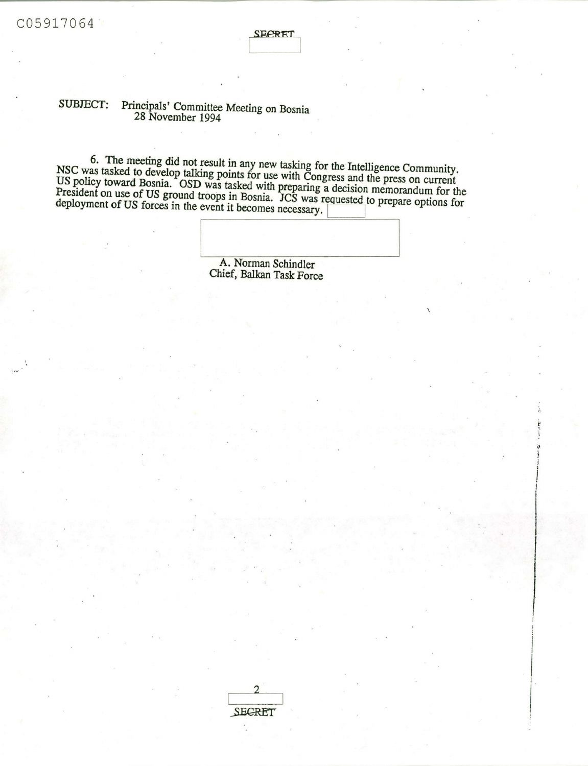SUBJECT: Principals' Committee Meeting on Bosnia
28 November 1994

6. The meeting did not result in any new tasking for the Intelligence Community. NSC was tasked to develop talking points for use with Congress and the press on current US policy toward Bosnia. OSD was tasked with preparing a decision memorandum for the President on use of US ground troops in Bosnia. JCS was requested to prepare options for deployment of US forces in the event it becomes necessary.

A. Norman Schindler
Chief, Balkan Task Force